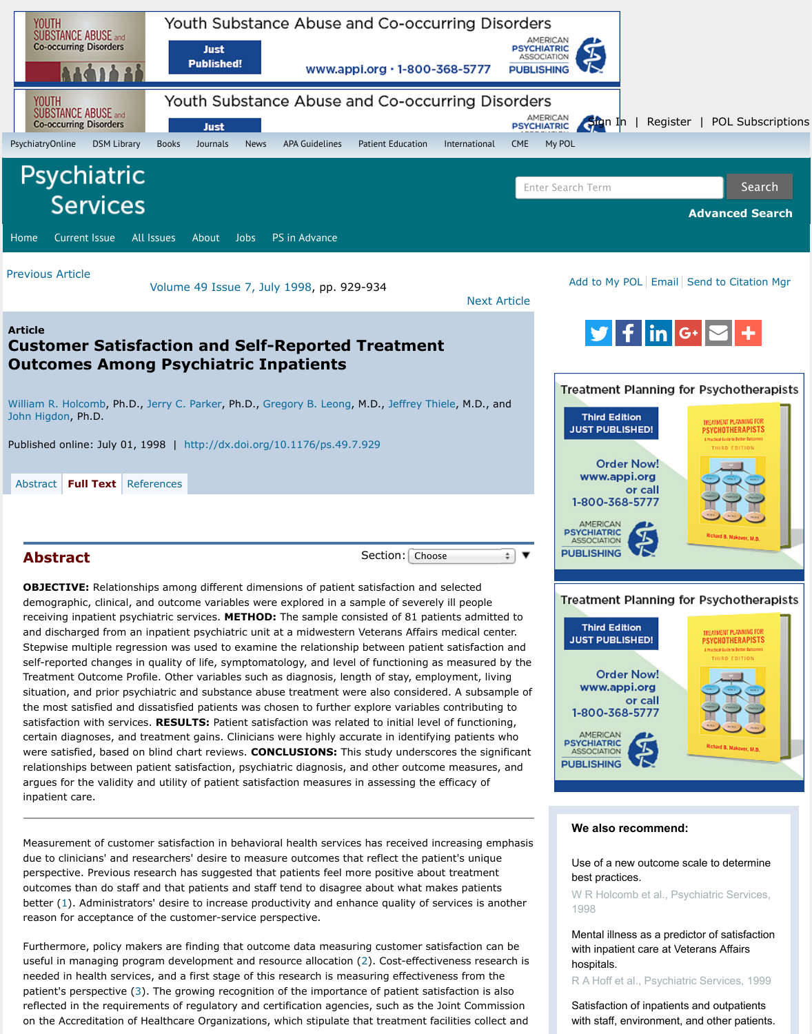Article

# Customer Satisfaction and Self-Reported Treatment Outcomes Among Psychiatric Inpatients

William R. Holcomb, Ph.D., Jerry C. Parker, Ph.D., Gregory B. Leong, M.D., Jeffrey Thiele, M.D., and John Higdon, Ph.D.

Published online: July 01, 1998 | http://dx.doi.org/10.1176/ps.49.7.929

## Abstract

**OBJECTIVE:** Relationships among different dimensions of patient satisfaction and selected demographic, clinical, and outcome variables were explored in a sample of severely ill people receiving inpatient psychiatric services. **METHOD:** The sample consisted of 81 patients admitted to and discharged from an inpatient psychiatric unit at a midwestern Veterans Affairs medical center. Stepwise multiple regression was used to examine the relationship between patient satisfaction and self-reported changes in quality of life, symptomatology, and level of functioning as measured by the Treatment Outcome Profile. Other variables such as diagnosis, length of stay, employment, living situation, and prior psychiatric and substance abuse treatment were also considered. A subsample of the most satisfied and dissatisfied patients was chosen to further explore variables contributing to satisfaction with services. **RESULTS:** Patient satisfaction was related to initial level of functioning, certain diagnoses, and treatment gains. Clinicians were highly accurate in identifying patients who were satisfied, based on blind chart reviews. **CONCLUSIONS:** This study underscores the significant relationships between patient satisfaction, psychiatric diagnosis, and other outcome measures, and argues for the validity and utility of patient satisfaction measures in assessing the efficacy of inpatient care.

---

Measurement of customer satisfaction in behavioral health services has received increasing emphasis due to clinicians' and researchers' desire to measure outcomes that reflect the patient's unique perspective. Previous research has suggested that patients feel more positive about treatment outcomes than do staff and that patients and staff tend to disagree about what makes patients better (1). Administrators' desire to increase productivity and enhance quality of services is another reason for acceptance of the customer-service perspective.

Furthermore, policy makers are finding that outcome data measuring customer satisfaction can be useful in managing program development and resource allocation (2). Cost-effectiveness research is needed in health services, and a first stage of this research is measuring effectiveness from the patient's perspective (3). The growing recognition of the importance of patient satisfaction is also reflected in the requirements of regulatory and certification agencies, such as the Joint Commission on the Accreditation of Healthcare Organizations, which stipulate that treatment facilities collect and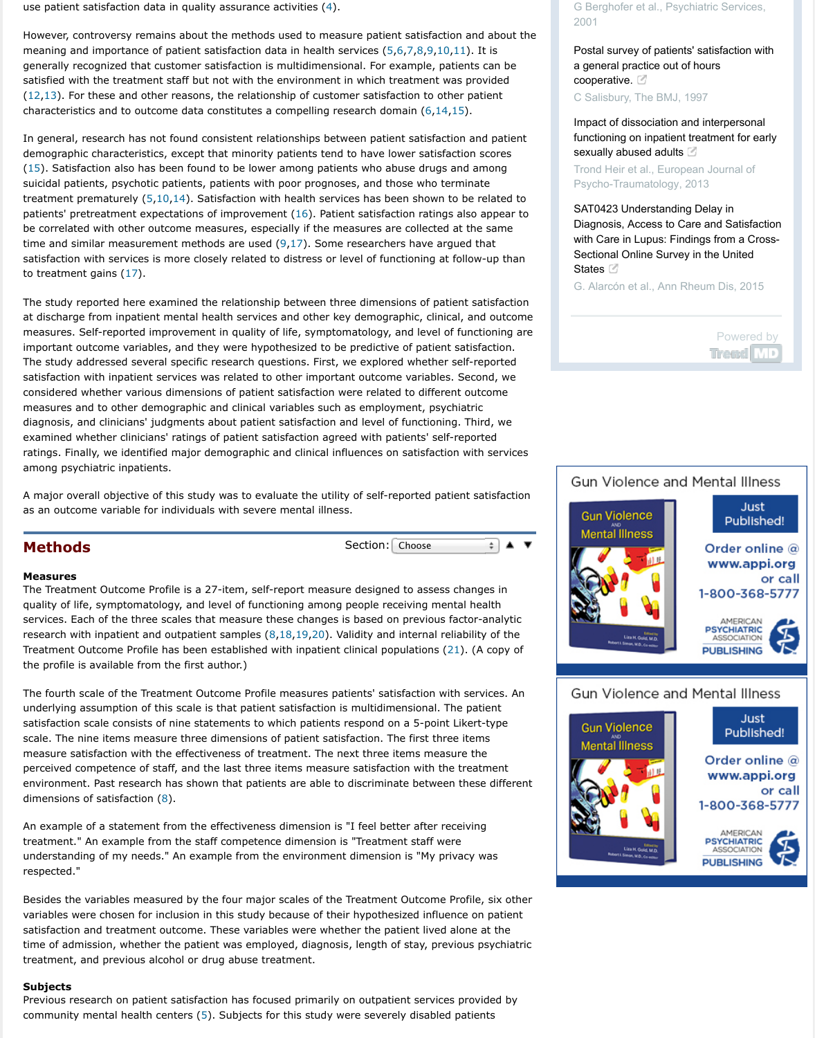use patient satisfaction data in quality assurance activities (4).

However, controversy remains about the methods used to measure patient satisfaction and about the meaning and importance of patient satisfaction data in health services (5,6,7,8,9,10,11). It is generally recognized that customer satisfaction is multidimensional. For example, patients can be satisfied with the treatment staff but not with the environment in which treatment was provided (12,13). For these and other reasons, the relationship of customer satisfaction to other patient characteristics and to outcome data constitutes a compelling research domain (6,14,15).

In general, research has not found consistent relationships between patient satisfaction and patient demographic characteristics, except that minority patients tend to have lower satisfaction scores (15). Satisfaction also has been found to be lower among patients who abuse drugs and among suicidal patients, psychotic patients, patients with poor prognoses, and those who terminate treatment prematurely (5,10,14). Satisfaction with health services has been shown to be related to patients' pretreatment expectations of improvement (16). Patient satisfaction ratings also appear to be correlated with other outcome measures, especially if the measures are collected at the same time and similar measurement methods are used (9,17). Some researchers have argued that satisfaction with services is more closely related to distress or level of functioning at follow-up than to treatment gains (17).

The study reported here examined the relationship between three dimensions of patient satisfaction at discharge from inpatient mental health services and other key demographic, clinical, and outcome measures. Self-reported improvement in quality of life, symptomatology, and level of functioning are important outcome variables, and they were hypothesized to be predictive of patient satisfaction. The study addressed several specific research questions. First, we explored whether self-reported satisfaction with inpatient services was related to other important outcome variables. Second, we considered whether various dimensions of patient satisfaction were related to different outcome measures and to other demographic and clinical variables such as employment, psychiatric diagnosis, and clinicians' judgments about patient satisfaction and level of functioning. Third, we examined whether clinicians' ratings of patient satisfaction agreed with patients' self-reported ratings. Finally, we identified major demographic and clinical influences on satisfaction with services among psychiatric inpatients.

A major overall objective of this study was to evaluate the utility of self-reported patient satisfaction as an outcome variable for individuals with severe mental illness.

## Methods

### Measures

The Treatment Outcome Profile is a 27-item, self-report measure designed to assess changes in quality of life, symptomatology, and level of functioning among people receiving mental health services. Each of the three scales that measure these changes is based on previous factor-analytic research with inpatient and outpatient samples (8,18,19,20). Validity and internal reliability of the Treatment Outcome Profile has been established with inpatient clinical populations (21). (A copy of the profile is available from the first author.)

The fourth scale of the Treatment Outcome Profile measures patients' satisfaction with services. An underlying assumption of this scale is that patient satisfaction is multidimensional. The patient satisfaction scale consists of nine statements to which patients respond on a 5-point Likert-type scale. The nine items measure three dimensions of patient satisfaction. The first three items measure satisfaction with the effectiveness of treatment. The next three items measure the perceived competence of staff, and the last three items measure satisfaction with the treatment environment. Past research has shown that patients are able to discriminate between these different dimensions of satisfaction (8).

An example of a statement from the effectiveness dimension is "I feel better after receiving treatment." An example from the staff competence dimension is "Treatment staff were understanding of my needs." An example from the environment dimension is "My privacy was respected."

Besides the variables measured by the four major scales of the Treatment Outcome Profile, six other variables were chosen for inclusion in this study because of their hypothesized influence on patient satisfaction and treatment outcome. These variables were whether the patient lived alone at the time of admission, whether the patient was employed, diagnosis, length of stay, previous psychiatric treatment, and previous alcohol or drug abuse treatment.

### Subjects

Previous research on patient satisfaction has focused primarily on outpatient services provided by community mental health centers (5). Subjects for this study were severely disabled patients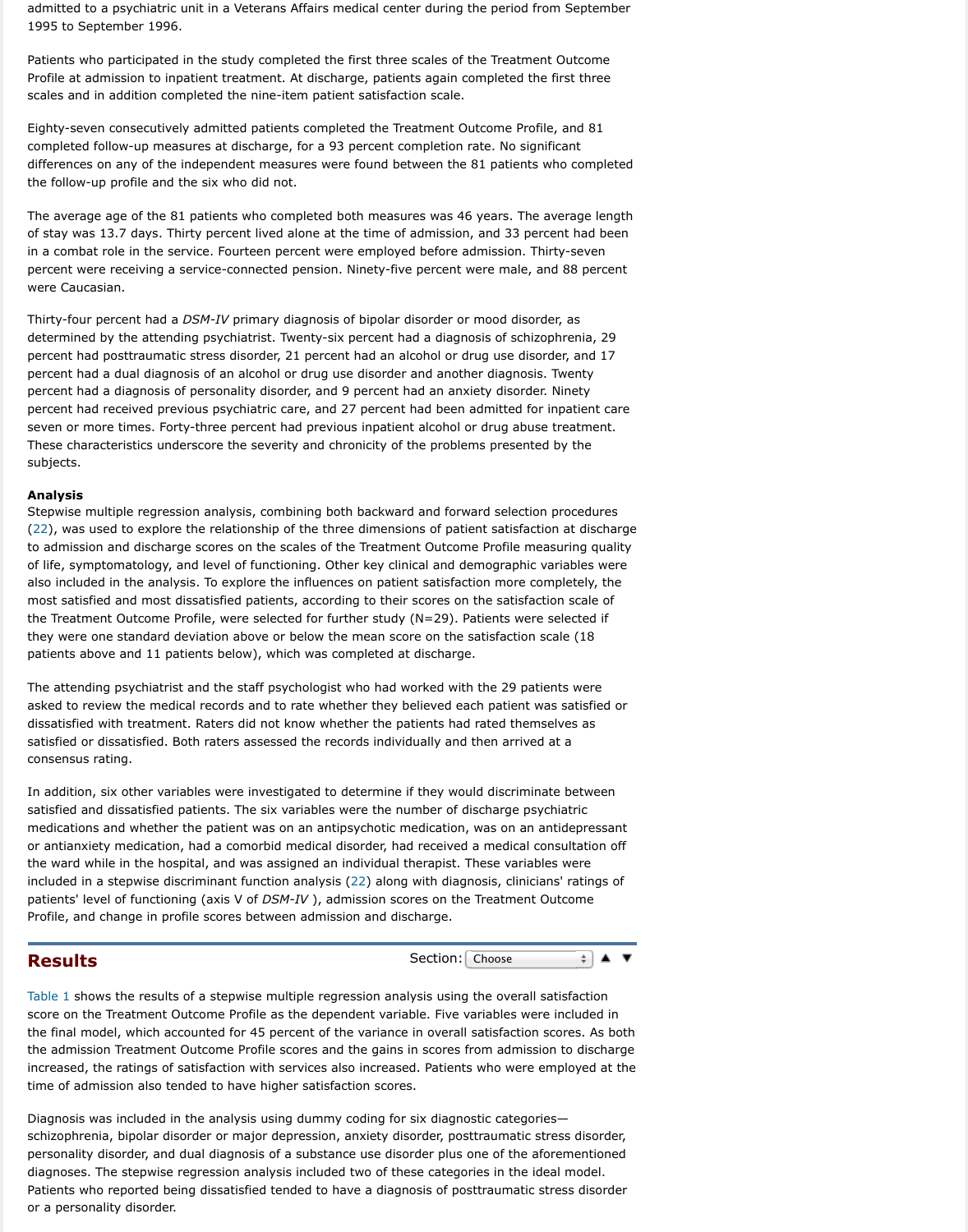admitted to a psychiatric unit in a Veterans Affairs medical center during the period from September 1995 to September 1996.

Patients who participated in the study completed the first three scales of the Treatment Outcome Profile at admission to inpatient treatment. At discharge, patients again completed the first three scales and in addition completed the nine-item patient satisfaction scale.

Eighty-seven consecutively admitted patients completed the Treatment Outcome Profile, and 81 completed follow-up measures at discharge, for a 93 percent completion rate. No significant differences on any of the independent measures were found between the 81 patients who completed the follow-up profile and the six who did not.

The average age of the 81 patients who completed both measures was 46 years. The average length of stay was 13.7 days. Thirty percent lived alone at the time of admission, and 33 percent had been in a combat role in the service. Fourteen percent were employed before admission. Thirty-seven percent were receiving a service-connected pension. Ninety-five percent were male, and 88 percent were Caucasian.

Thirty-four percent had a *DSM-IV* primary diagnosis of bipolar disorder or mood disorder, as determined by the attending psychiatrist. Twenty-six percent had a diagnosis of schizophrenia, 29 percent had posttraumatic stress disorder, 21 percent had an alcohol or drug use disorder, and 17 percent had a dual diagnosis of an alcohol or drug use disorder and another diagnosis. Twenty percent had a diagnosis of personality disorder, and 9 percent had an anxiety disorder. Ninety percent had received previous psychiatric care, and 27 percent had been admitted for inpatient care seven or more times. Forty-three percent had previous inpatient alcohol or drug abuse treatment. These characteristics underscore the severity and chronicity of the problems presented by the subjects.

**Analysis**

Stepwise multiple regression analysis, combining both backward and forward selection procedures (22), was used to explore the relationship of the three dimensions of patient satisfaction at discharge to admission and discharge scores on the scales of the Treatment Outcome Profile measuring quality of life, symptomatology, and level of functioning. Other key clinical and demographic variables were also included in the analysis. To explore the influences on patient satisfaction more completely, the most satisfied and most dissatisfied patients, according to their scores on the satisfaction scale of the Treatment Outcome Profile, were selected for further study (N=29). Patients were selected if they were one standard deviation above or below the mean score on the satisfaction scale (18 patients above and 11 patients below), which was completed at discharge.

The attending psychiatrist and the staff psychologist who had worked with the 29 patients were asked to review the medical records and to rate whether they believed each patient was satisfied or dissatisfied with treatment. Raters did not know whether the patients had rated themselves as satisfied or dissatisfied. Both raters assessed the records individually and then arrived at a consensus rating.

In addition, six other variables were investigated to determine if they would discriminate between satisfied and dissatisfied patients. The six variables were the number of discharge psychiatric medications and whether the patient was on an antipsychotic medication, was on an antidepressant or antianxiety medication, had a comorbid medical disorder, had received a medical consultation off the ward while in the hospital, and was assigned an individual therapist. These variables were included in a stepwise discriminant function analysis (22) along with diagnosis, clinicians' ratings of patients' level of functioning (axis V of *DSM-IV* ), admission scores on the Treatment Outcome Profile, and change in profile scores between admission and discharge.

## Results

Table 1 shows the results of a stepwise multiple regression analysis using the overall satisfaction score on the Treatment Outcome Profile as the dependent variable. Five variables were included in the final model, which accounted for 45 percent of the variance in overall satisfaction scores. As both the admission Treatment Outcome Profile scores and the gains in scores from admission to discharge increased, the ratings of satisfaction with services also increased. Patients who were employed at the time of admission also tended to have higher satisfaction scores.

Diagnosis was included in the analysis using dummy coding for six diagnostic categories—schizophrenia, bipolar disorder or major depression, anxiety disorder, posttraumatic stress disorder, personality disorder, and dual diagnosis of a substance use disorder plus one of the aforementioned diagnoses. The stepwise regression analysis included two of these categories in the ideal model. Patients who reported being dissatisfied tended to have a diagnosis of posttraumatic stress disorder or a personality disorder.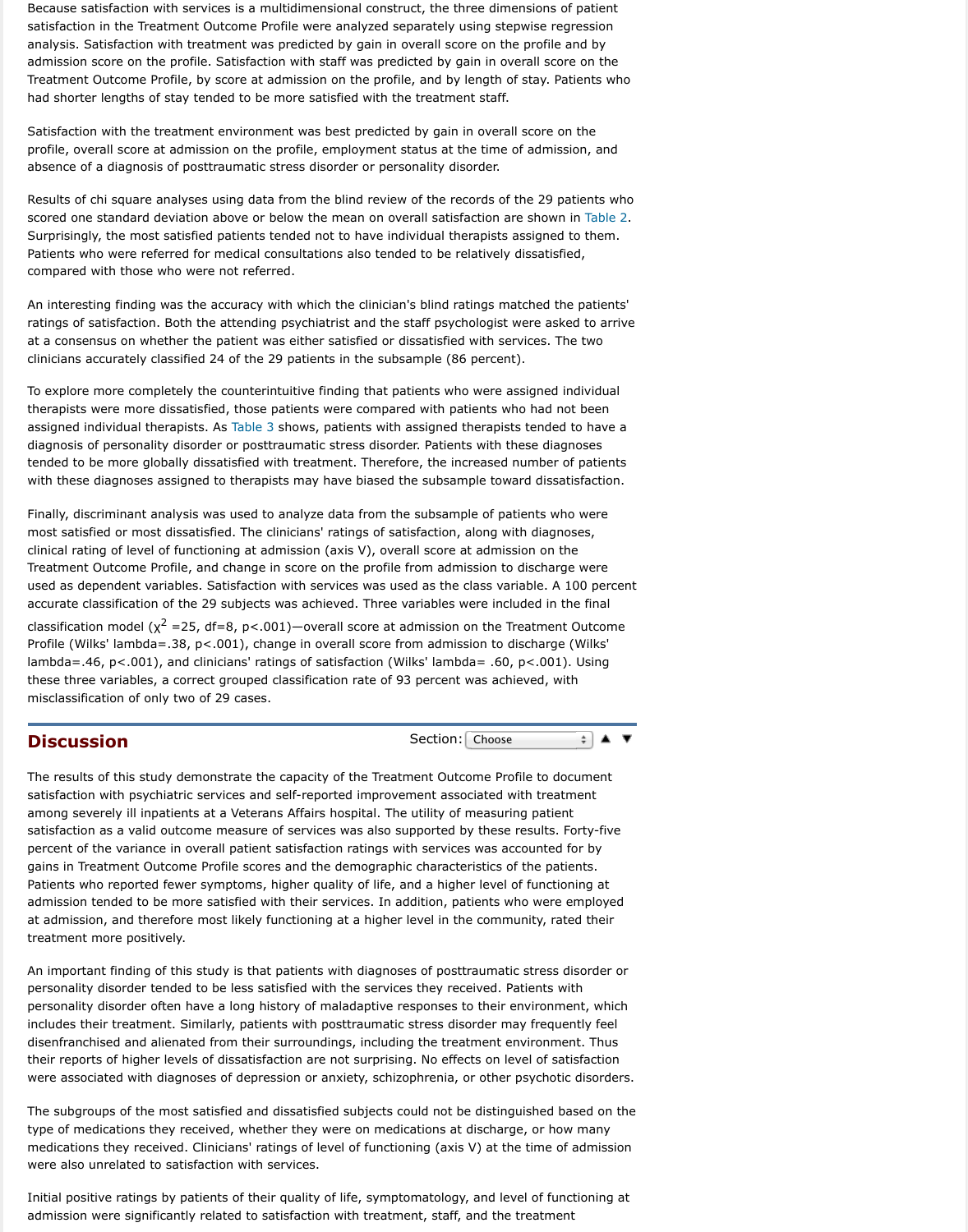Because satisfaction with services is a multidimensional construct, the three dimensions of patient satisfaction in the Treatment Outcome Profile were analyzed separately using stepwise regression analysis. Satisfaction with treatment was predicted by gain in overall score on the profile and by admission score on the profile. Satisfaction with staff was predicted by gain in overall score on the Treatment Outcome Profile, by score at admission on the profile, and by length of stay. Patients who had shorter lengths of stay tended to be more satisfied with the treatment staff.

Satisfaction with the treatment environment was best predicted by gain in overall score on the profile, overall score at admission on the profile, employment status at the time of admission, and absence of a diagnosis of posttraumatic stress disorder or personality disorder.

Results of chi square analyses using data from the blind review of the records of the 29 patients who scored one standard deviation above or below the mean on overall satisfaction are shown in Table 2. Surprisingly, the most satisfied patients tended not to have individual therapists assigned to them. Patients who were referred for medical consultations also tended to be relatively dissatisfied, compared with those who were not referred.

An interesting finding was the accuracy with which the clinician's blind ratings matched the patients' ratings of satisfaction. Both the attending psychiatrist and the staff psychologist were asked to arrive at a consensus on whether the patient was either satisfied or dissatisfied with services. The two clinicians accurately classified 24 of the 29 patients in the subsample (86 percent).

To explore more completely the counterintuitive finding that patients who were assigned individual therapists were more dissatisfied, those patients were compared with patients who had not been assigned individual therapists. As Table 3 shows, patients with assigned therapists tended to have a diagnosis of personality disorder or posttraumatic stress disorder. Patients with these diagnoses tended to be more globally dissatisfied with treatment. Therefore, the increased number of patients with these diagnoses assigned to therapists may have biased the subsample toward dissatisfaction.

Finally, discriminant analysis was used to analyze data from the subsample of patients who were most satisfied or most dissatisfied. The clinicians' ratings of satisfaction, along with diagnoses, clinical rating of level of functioning at admission (axis V), overall score at admission on the Treatment Outcome Profile, and change in score on the profile from admission to discharge were used as dependent variables. Satisfaction with services was used as the class variable. A 100 percent accurate classification of the 29 subjects was achieved. Three variables were included in the final classification model ($\chi^2 = 25$, df=8, $p<.001$)—overall score at admission on the Treatment Outcome Profile (Wilks' lambda=.38, $p<.001$), change in overall score from admission to discharge (Wilks' lambda=.46, $p<.001$), and clinicians' ratings of satisfaction (Wilks' lambda= .60, $p<.001$). Using these three variables, a correct grouped classification rate of 93 percent was achieved, with misclassification of only two of 29 cases.

## Discussion

The results of this study demonstrate the capacity of the Treatment Outcome Profile to document satisfaction with psychiatric services and self-reported improvement associated with treatment among severely ill inpatients at a Veterans Affairs hospital. The utility of measuring patient satisfaction as a valid outcome measure of services was also supported by these results. Forty-five percent of the variance in overall patient satisfaction ratings with services was accounted for by gains in Treatment Outcome Profile scores and the demographic characteristics of the patients. Patients who reported fewer symptoms, higher quality of life, and a higher level of functioning at admission tended to be more satisfied with their services. In addition, patients who were employed at admission, and therefore most likely functioning at a higher level in the community, rated their treatment more positively.

An important finding of this study is that patients with diagnoses of posttraumatic stress disorder or personality disorder tended to be less satisfied with the services they received. Patients with personality disorder often have a long history of maladaptive responses to their environment, which includes their treatment. Similarly, patients with posttraumatic stress disorder may frequently feel disenfranchised and alienated from their surroundings, including the treatment environment. Thus their reports of higher levels of dissatisfaction are not surprising. No effects on level of satisfaction were associated with diagnoses of depression or anxiety, schizophrenia, or other psychotic disorders.

The subgroups of the most satisfied and dissatisfied subjects could not be distinguished based on the type of medications they received, whether they were on medications at discharge, or how many medications they received. Clinicians' ratings of level of functioning (axis V) at the time of admission were also unrelated to satisfaction with services.

Initial positive ratings by patients of their quality of life, symptomatology, and level of functioning at admission were significantly related to satisfaction with treatment, staff, and the treatment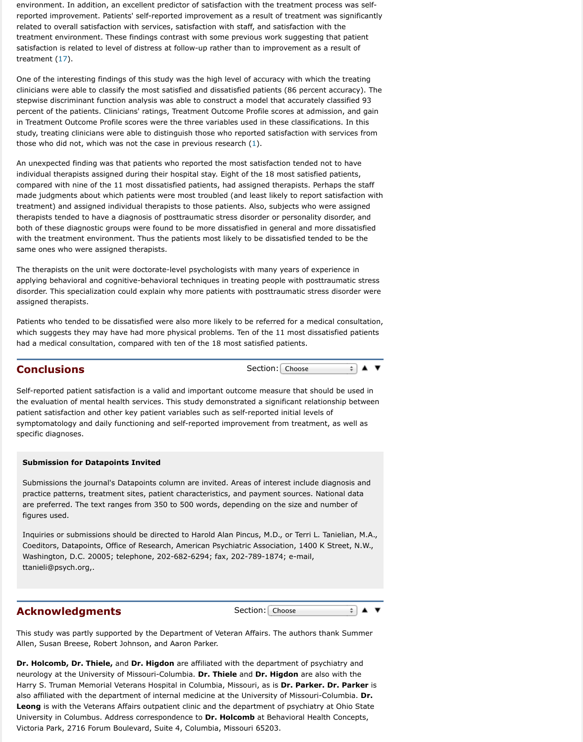environment. In addition, an excellent predictor of satisfaction with the treatment process was self-reported improvement. Patients' self-reported improvement as a result of treatment was significantly related to overall satisfaction with services, satisfaction with staff, and satisfaction with the treatment environment. These findings contrast with some previous work suggesting that patient satisfaction is related to level of distress at follow-up rather than to improvement as a result of treatment (17).

One of the interesting findings of this study was the high level of accuracy with which the treating clinicians were able to classify the most satisfied and dissatisfied patients (86 percent accuracy). The stepwise discriminant function analysis was able to construct a model that accurately classified 93 percent of the patients. Clinicians' ratings, Treatment Outcome Profile scores at admission, and gain in Treatment Outcome Profile scores were the three variables used in these classifications. In this study, treating clinicians were able to distinguish those who reported satisfaction with services from those who did not, which was not the case in previous research (1).

An unexpected finding was that patients who reported the most satisfaction tended not to have individual therapists assigned during their hospital stay. Eight of the 18 most satisfied patients, compared with nine of the 11 most dissatisfied patients, had assigned therapists. Perhaps the staff made judgments about which patients were most troubled (and least likely to report satisfaction with treatment) and assigned individual therapists to those patients. Also, subjects who were assigned therapists tended to have a diagnosis of posttraumatic stress disorder or personality disorder, and both of these diagnostic groups were found to be more dissatisfied in general and more dissatisfied with the treatment environment. Thus the patients most likely to be dissatisfied tended to be the same ones who were assigned therapists.

The therapists on the unit were doctorate-level psychologists with many years of experience in applying behavioral and cognitive-behavioral techniques in treating people with posttraumatic stress disorder. This specialization could explain why more patients with posttraumatic stress disorder were assigned therapists.

Patients who tended to be dissatisfied were also more likely to be referred for a medical consultation, which suggests they may have had more physical problems. Ten of the 11 most dissatisfied patients had a medical consultation, compared with ten of the 18 most satisfied patients.

## Conclusions

Self-reported patient satisfaction is a valid and important outcome measure that should be used in the evaluation of mental health services. This study demonstrated a significant relationship between patient satisfaction and other key patient variables such as self-reported initial levels of symptomatology and daily functioning and self-reported improvement from treatment, as well as specific diagnoses.

**Submission for Datapoints Invited**

Submissions the journal's Datapoints column are invited. Areas of interest include diagnosis and practice patterns, treatment sites, patient characteristics, and payment sources. National data are preferred. The text ranges from 350 to 500 words, depending on the size and number of figures used.

Inquiries or submissions should be directed to Harold Alan Pincus, M.D., or Terri L. Tanielian, M.A., Coeditors, Datapoints, Office of Research, American Psychiatric Association, 1400 K Street, N.W., Washington, D.C. 20005; telephone, 202-682-6294; fax, 202-789-1874; e-mail, ttanieli@psych.org,.

## Acknowledgments

This study was partly supported by the Department of Veteran Affairs. The authors thank Summer Allen, Susan Breese, Robert Johnson, and Aaron Parker.

**Dr. Holcomb, Dr. Thiele,** and **Dr. Higdon** are affiliated with the department of psychiatry and neurology at the University of Missouri-Columbia. **Dr. Thiele** and **Dr. Higdon** are also with the Harry S. Truman Memorial Veterans Hospital in Columbia, Missouri, as is **Dr. Parker. Dr. Parker** is also affiliated with the department of internal medicine at the University of Missouri-Columbia. **Dr. Leong** is with the Veterans Affairs outpatient clinic and the department of psychiatry at Ohio State University in Columbus. Address correspondence to **Dr. Holcomb** at Behavioral Health Concepts, Victoria Park, 2716 Forum Boulevard, Suite 4, Columbia, Missouri 65203.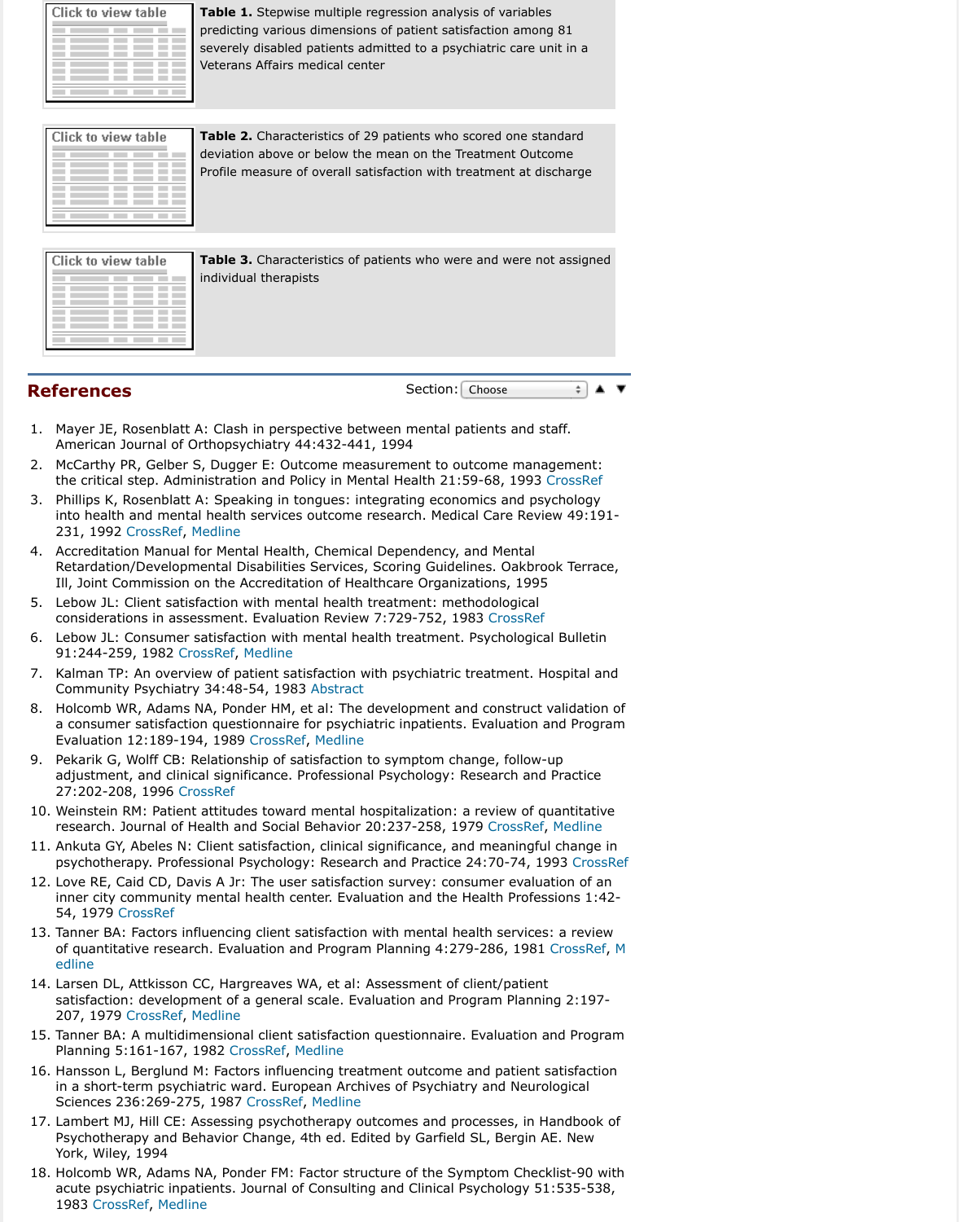Click to view table

**Table 1.** Stepwise multiple regression analysis of variables predicting various dimensions of patient satisfaction among 81 severely disabled patients admitted to a psychiatric care unit in a Veterans Affairs medical center

Click to view table

**Table 2.** Characteristics of 29 patients who scored one standard deviation above or below the mean on the Treatment Outcome Profile measure of overall satisfaction with treatment at discharge

Click to view table

**Table 3.** Characteristics of patients who were and were not assigned individual therapists

## References

1. Mayer JE, Rosenblatt A: Clash in perspective between mental patients and staff. American Journal of Orthopsychiatry 44:432-441, 1994
2. McCarthy PR, Gelber S, Dugger E: Outcome measurement to outcome management: the critical step. Administration and Policy in Mental Health 21:59-68, 1993 CrossRef
3. Phillips K, Rosenblatt A: Speaking in tongues: integrating economics and psychology into health and mental health services outcome research. Medical Care Review 49:191-231, 1992 CrossRef, Medline
4. Accreditation Manual for Mental Health, Chemical Dependency, and Mental Retardation/Developmental Disabilities Services, Scoring Guidelines. Oakbrook Terrace, Ill, Joint Commission on the Accreditation of Healthcare Organizations, 1995
5. Lebow JL: Client satisfaction with mental health treatment: methodological considerations in assessment. Evaluation Review 7:729-752, 1983 CrossRef
6. Lebow JL: Consumer satisfaction with mental health treatment. Psychological Bulletin 91:244-259, 1982 CrossRef, Medline
7. Kalman TP: An overview of patient satisfaction with psychiatric treatment. Hospital and Community Psychiatry 34:48-54, 1983 Abstract
8. Holcomb WR, Adams NA, Ponder HM, et al: The development and construct validation of a consumer satisfaction questionnaire for psychiatric inpatients. Evaluation and Program Evaluation 12:189-194, 1989 CrossRef, Medline
9. Pekarik G, Wolff CB: Relationship of satisfaction to symptom change, follow-up adjustment, and clinical significance. Professional Psychology: Research and Practice 27:202-208, 1996 CrossRef
10. Weinstein RM: Patient attitudes toward mental hospitalization: a review of quantitative research. Journal of Health and Social Behavior 20:237-258, 1979 CrossRef, Medline
11. Ankuta GY, Abeles N: Client satisfaction, clinical significance, and meaningful change in psychotherapy. Professional Psychology: Research and Practice 24:70-74, 1993 CrossRef
12. Love RE, Caid CD, Davis A Jr: The user satisfaction survey: consumer evaluation of an inner city community mental health center. Evaluation and the Health Professions 1:42-54, 1979 CrossRef
13. Tanner BA: Factors influencing client satisfaction with mental health services: a review of quantitative research. Evaluation and Program Planning 4:279-286, 1981 CrossRef, Medline
14. Larsen DL, Attkisson CC, Hargreaves WA, et al: Assessment of client/patient satisfaction: development of a general scale. Evaluation and Program Planning 2:197-207, 1979 CrossRef, Medline
15. Tanner BA: A multidimensional client satisfaction questionnaire. Evaluation and Program Planning 5:161-167, 1982 CrossRef, Medline
16. Hansson L, Berglund M: Factors influencing treatment outcome and patient satisfaction in a short-term psychiatric ward. European Archives of Psychiatry and Neurological Sciences 236:269-275, 1987 CrossRef, Medline
17. Lambert MJ, Hill CE: Assessing psychotherapy outcomes and processes, in Handbook of Psychotherapy and Behavior Change, 4th ed. Edited by Garfield SL, Bergin AE. New York, Wiley, 1994
18. Holcomb WR, Adams NA, Ponder FM: Factor structure of the Symptom Checklist-90 with acute psychiatric inpatients. Journal of Consulting and Clinical Psychology 51:535-538, 1983 CrossRef, Medline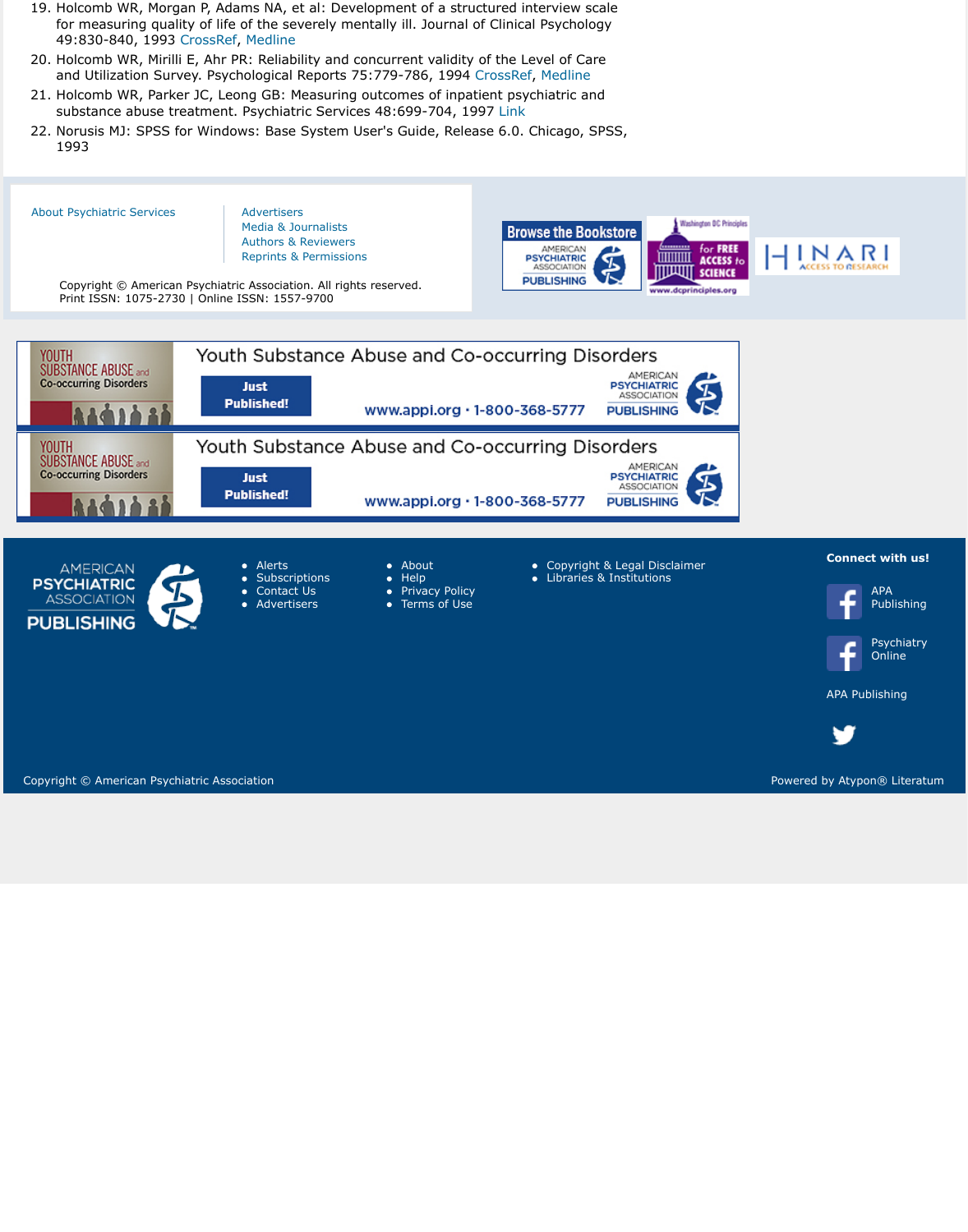19. Holcomb WR, Morgan P, Adams NA, et al: Development of a structured interview scale for measuring quality of life of the severely mentally ill. Journal of Clinical Psychology 49:830-840, 1993 CrossRef, Medline
20. Holcomb WR, Mirilli E, Ahr PR: Reliability and concurrent validity of the Level of Care and Utilization Survey. Psychological Reports 75:779-786, 1994 CrossRef, Medline
21. Holcomb WR, Parker JC, Leong GB: Measuring outcomes of inpatient psychiatric and substance abuse treatment. Psychiatric Services 48:699-704, 1997 Link
22. Norusis MJ: SPSS for Windows: Base System User's Guide, Release 6.0. Chicago, SPSS, 1993

About Psychiatric Services

Advertisers
Media & Journalists
Authors & Reviewers
Reprints & Permissions

Copyright © American Psychiatric Association. All rights reserved.
Print ISSN: 1075-2730 | Online ISSN: 1557-9700

Browse the Bookstore — American Psychiatric Association Publishing

Washington DC Principles for FREE ACCESS to SCIENCE — www.dcprinciples.org

HINARI Access to Research

Youth Substance Abuse and Co-occurring Disorders — Just Published! — www.appi.org · 1-800-368-5777 — American Psychiatric Association Publishing

Youth Substance Abuse and Co-occurring Disorders — Just Published! — www.appi.org · 1-800-368-5777 — American Psychiatric Association Publishing

American Psychiatric Association Publishing

- Alerts
- Subscriptions
- Contact Us
- Advertisers

- About
- Help
- Privacy Policy
- Terms of Use

- Copyright & Legal Disclaimer
- Libraries & Institutions

Connect with us!

APA Publishing

Psychiatry Online

APA Publishing

Copyright © American Psychiatric Association

Powered by Atypon® Literatum